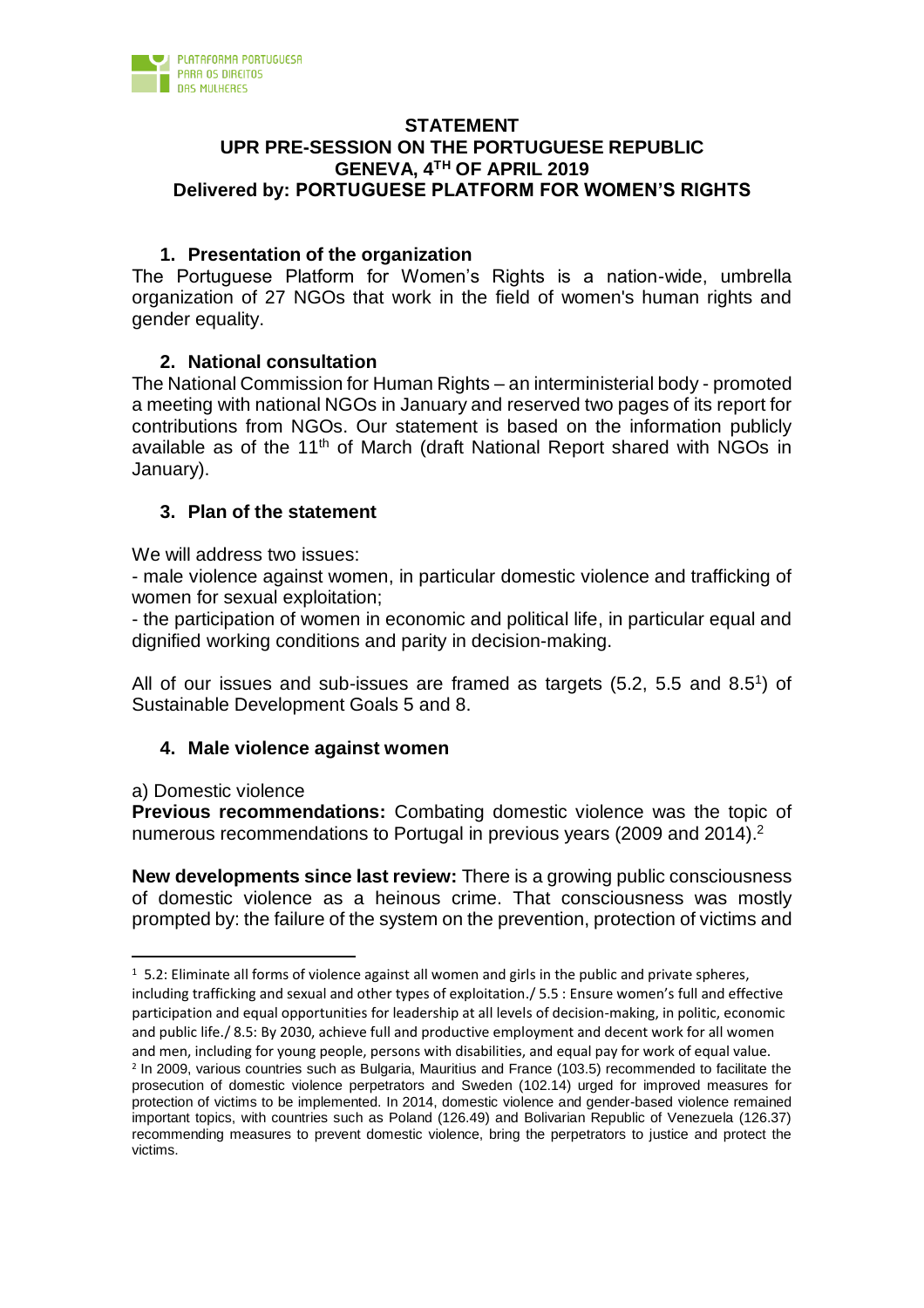PLATAFORMA PORTUGUESA PARA OS DIREITOS DAS MULHERES

# STATEMENT
# UPR PRE-SESSION ON THE PORTUGUESE REPUBLIC
# GENEVA, 4TH OF APRIL 2019
# Delivered by: PORTUGUESE PLATFORM FOR WOMEN'S RIGHTS

## 1. Presentation of the organization

The Portuguese Platform for Women's Rights is a nation-wide, umbrella organization of 27 NGOs that work in the field of women's human rights and gender equality.

## 2. National consultation

The National Commission for Human Rights – an interministerial body - promoted a meeting with national NGOs in January and reserved two pages of its report for contributions from NGOs. Our statement is based on the information publicly available as of the 11th of March (draft National Report shared with NGOs in January).

## 3. Plan of the statement

We will address two issues:

- male violence against women, in particular domestic violence and trafficking of women for sexual exploitation;
- the participation of women in economic and political life, in particular equal and dignified working conditions and parity in decision-making.

All of our issues and sub-issues are framed as targets (5.2, 5.5 and 8.5[1]) of Sustainable Development Goals 5 and 8.

## 4. Male violence against women

a) Domestic violence

**Previous recommendations:** Combating domestic violence was the topic of numerous recommendations to Portugal in previous years (2009 and 2014).[2]

**New developments since last review:** There is a growing public consciousness of domestic violence as a heinous crime. That consciousness was mostly prompted by: the failure of the system on the prevention, protection of victims and

---

[1] 5.2: Eliminate all forms of violence against all women and girls in the public and private spheres, including trafficking and sexual and other types of exploitation./ 5.5 : Ensure women's full and effective participation and equal opportunities for leadership at all levels of decision-making, in politic, economic and public life./ 8.5: By 2030, achieve full and productive employment and decent work for all women and men, including for young people, persons with disabilities, and equal pay for work of equal value.

[2] In 2009, various countries such as Bulgaria, Mauritius and France (103.5) recommended to facilitate the prosecution of domestic violence perpetrators and Sweden (102.14) urged for improved measures for protection of victims to be implemented. In 2014, domestic violence and gender-based violence remained important topics, with countries such as Poland (126.49) and Bolivarian Republic of Venezuela (126.37) recommending measures to prevent domestic violence, bring the perpetrators to justice and protect the victims.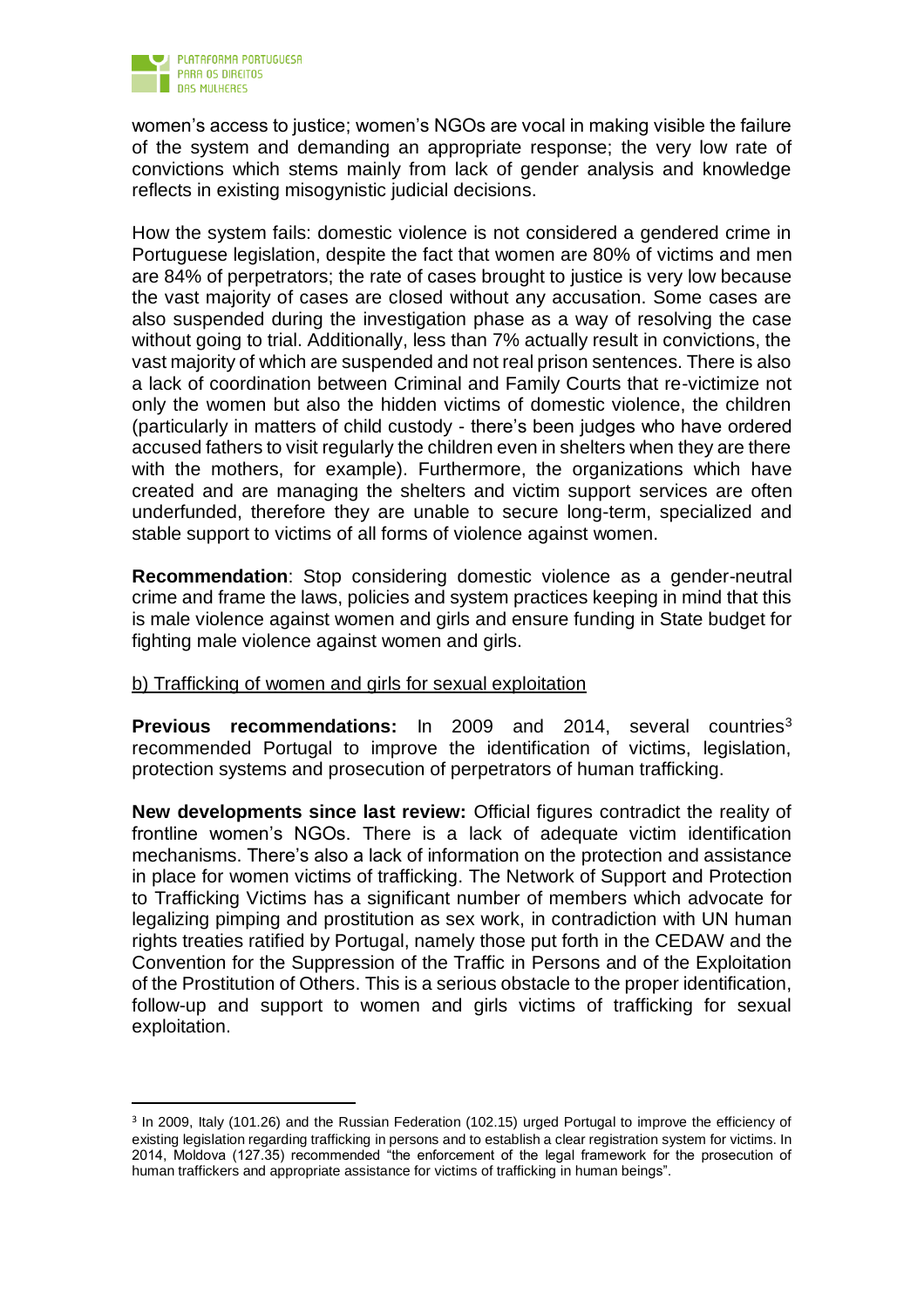women's access to justice; women's NGOs are vocal in making visible the failure of the system and demanding an appropriate response; the very low rate of convictions which stems mainly from lack of gender analysis and knowledge reflects in existing misogynistic judicial decisions.

How the system fails: domestic violence is not considered a gendered crime in Portuguese legislation, despite the fact that women are 80% of victims and men are 84% of perpetrators; the rate of cases brought to justice is very low because the vast majority of cases are closed without any accusation. Some cases are also suspended during the investigation phase as a way of resolving the case without going to trial. Additionally, less than 7% actually result in convictions, the vast majority of which are suspended and not real prison sentences. There is also a lack of coordination between Criminal and Family Courts that re-victimize not only the women but also the hidden victims of domestic violence, the children (particularly in matters of child custody - there's been judges who have ordered accused fathers to visit regularly the children even in shelters when they are there with the mothers, for example). Furthermore, the organizations which have created and are managing the shelters and victim support services are often underfunded, therefore they are unable to secure long-term, specialized and stable support to victims of all forms of violence against women.

**Recommendation**: Stop considering domestic violence as a gender-neutral crime and frame the laws, policies and system practices keeping in mind that this is male violence against women and girls and ensure funding in State budget for fighting male violence against women and girls.

b) Trafficking of women and girls for sexual exploitation

**Previous recommendations:** In 2009 and 2014, several countries[3] recommended Portugal to improve the identification of victims, legislation, protection systems and prosecution of perpetrators of human trafficking.

**New developments since last review:** Official figures contradict the reality of frontline women's NGOs. There is a lack of adequate victim identification mechanisms. There's also a lack of information on the protection and assistance in place for women victims of trafficking. The Network of Support and Protection to Trafficking Victims has a significant number of members which advocate for legalizing pimping and prostitution as sex work, in contradiction with UN human rights treaties ratified by Portugal, namely those put forth in the CEDAW and the Convention for the Suppression of the Traffic in Persons and of the Exploitation of the Prostitution of Others. This is a serious obstacle to the proper identification, follow-up and support to women and girls victims of trafficking for sexual exploitation.

---

[3] In 2009, Italy (101.26) and the Russian Federation (102.15) urged Portugal to improve the efficiency of existing legislation regarding trafficking in persons and to establish a clear registration system for victims. In 2014, Moldova (127.35) recommended "the enforcement of the legal framework for the prosecution of human traffickers and appropriate assistance for victims of trafficking in human beings".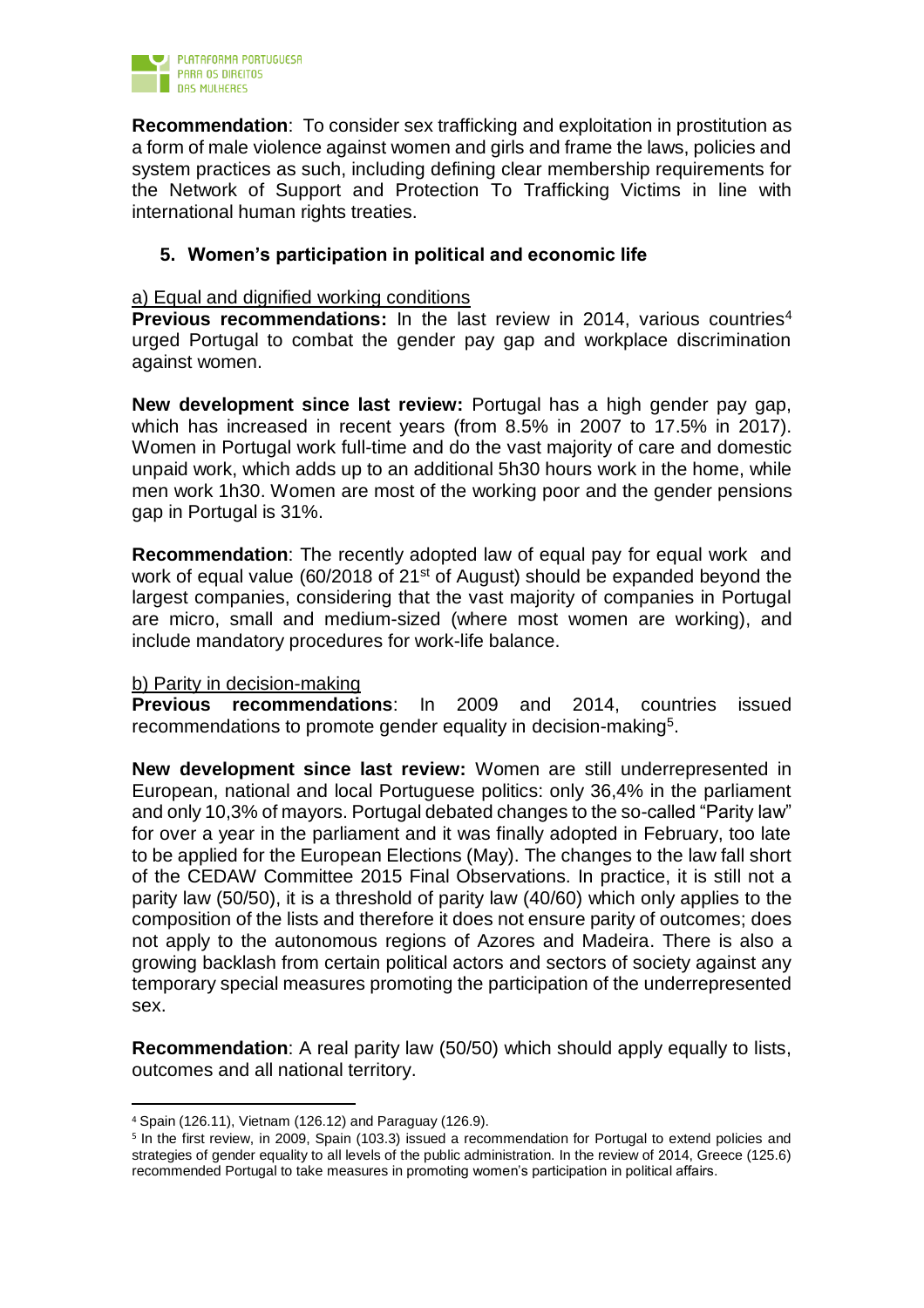**Recommendation**: To consider sex trafficking and exploitation in prostitution as a form of male violence against women and girls and frame the laws, policies and system practices as such, including defining clear membership requirements for the Network of Support and Protection To Trafficking Victims in line with international human rights treaties.

## 5. Women's participation in political and economic life

### a) Equal and dignified working conditions

**Previous recommendations:** In the last review in 2014, various countries[4] urged Portugal to combat the gender pay gap and workplace discrimination against women.

**New development since last review:** Portugal has a high gender pay gap, which has increased in recent years (from 8.5% in 2007 to 17.5% in 2017). Women in Portugal work full-time and do the vast majority of care and domestic unpaid work, which adds up to an additional 5h30 hours work in the home, while men work 1h30. Women are most of the working poor and the gender pensions gap in Portugal is 31%.

**Recommendation**: The recently adopted law of equal pay for equal work and work of equal value (60/2018 of 21st of August) should be expanded beyond the largest companies, considering that the vast majority of companies in Portugal are micro, small and medium-sized (where most women are working), and include mandatory procedures for work-life balance.

### b) Parity in decision-making

**Previous recommendations**: In 2009 and 2014, countries issued recommendations to promote gender equality in decision-making[5].

**New development since last review:** Women are still underrepresented in European, national and local Portuguese politics: only 36,4% in the parliament and only 10,3% of mayors. Portugal debated changes to the so-called "Parity law" for over a year in the parliament and it was finally adopted in February, too late to be applied for the European Elections (May). The changes to the law fall short of the CEDAW Committee 2015 Final Observations. In practice, it is still not a parity law (50/50), it is a threshold of parity law (40/60) which only applies to the composition of the lists and therefore it does not ensure parity of outcomes; does not apply to the autonomous regions of Azores and Madeira. There is also a growing backlash from certain political actors and sectors of society against any temporary special measures promoting the participation of the underrepresented sex.

**Recommendation**: A real parity law (50/50) which should apply equally to lists, outcomes and all national territory.

---

[4] Spain (126.11), Vietnam (126.12) and Paraguay (126.9).

[5] In the first review, in 2009, Spain (103.3) issued a recommendation for Portugal to extend policies and strategies of gender equality to all levels of the public administration. In the review of 2014, Greece (125.6) recommended Portugal to take measures in promoting women's participation in political affairs.